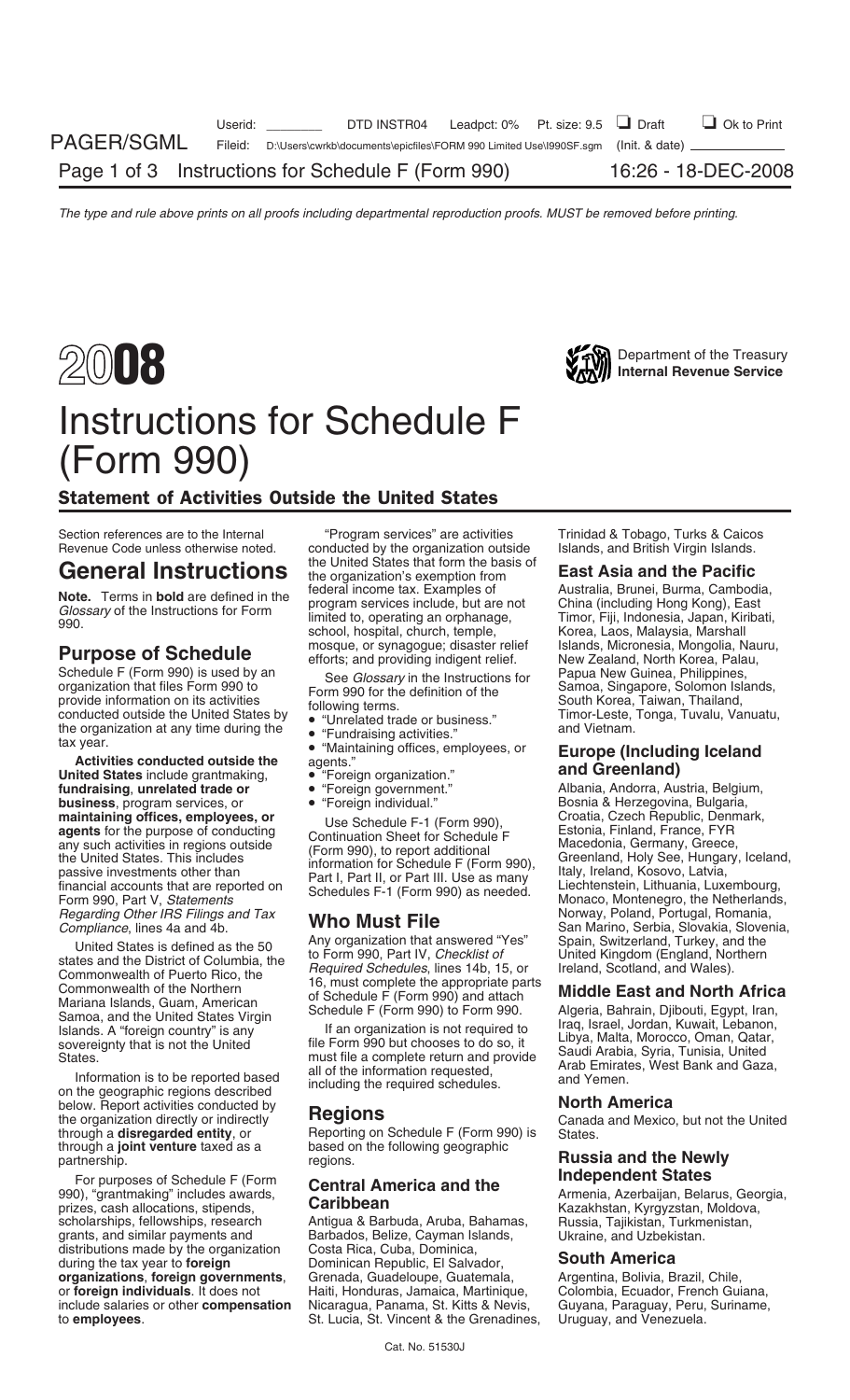The type and rule above prints on all proofs including departmental reproduction proofs. MUST be removed before printing.

# 2008 Instructions for Schedule F (Form 990)

Department of the Treasury
Internal Revenue Service

## Statement of Activities Outside the United States

Section references are to the Internal Revenue Code unless otherwise noted.

# General Instructions

**Note.** Terms in **bold** are defined in the *Glossary* of the Instructions for Form 990.

## Purpose of Schedule

Schedule F (Form 990) is used by an organization that files Form 990 to provide information on its activities conducted outside the United States by the organization at any time during the tax year.

**Activities conducted outside the United States** include grantmaking, **fundraising**, **unrelated trade or business**, program services, or **maintaining offices, employees, or agents** for the purpose of conducting any such activities in regions outside the United States. This includes passive investments other than financial accounts that are reported on Form 990, Part V, *Statements Regarding Other IRS Filings and Tax Compliance*, lines 4a and 4b.

United States is defined as the 50 states and the District of Columbia, the Commonwealth of Puerto Rico, the Commonwealth of the Northern Mariana Islands, Guam, American Samoa, and the United States Virgin Islands. A "foreign country" is any sovereignty that is not the United States.

Information is to be reported based on the geographic regions described below. Report activities conducted by the organization directly or indirectly through a **disregarded entity**, or through a **joint venture** taxed as a partnership.

For purposes of Schedule F (Form 990), "grantmaking" includes awards, prizes, cash allocations, stipends, scholarships, fellowships, research grants, and similar payments and distributions made by the organization during the tax year to **foreign organizations**, **foreign governments**, or **foreign individuals**. It does not include salaries or other **compensation** to **employees**.

"Program services" are activities conducted by the organization outside the United States that form the basis of the organization's exemption from federal income tax. Examples of program services include, but are not limited to, operating an orphanage, school, hospital, church, temple, mosque, or synagogue; disaster relief efforts; and providing indigent relief.

See *Glossary* in the Instructions for Form 990 for the definition of the following terms.

- "Unrelated trade or business."
- "Fundraising activities."
- "Maintaining offices, employees, or agents."
- "Foreign organization."
- "Foreign government."
- "Foreign individual."

Use Schedule F-1 (Form 990), Continuation Sheet for Schedule F (Form 990), to report additional information for Schedule F (Form 990), Part I, Part II, or Part III. Use as many Schedules F-1 (Form 990) as needed.

## Who Must File

Any organization that answered "Yes" to Form 990, Part IV, *Checklist of Required Schedules*, lines 14b, 15, or 16, must complete the appropriate parts of Schedule F (Form 990) and attach Schedule F (Form 990) to Form 990.

If an organization is not required to file Form 990 but chooses to do so, it must file a complete return and provide all of the information requested, including the required schedules.

## Regions

Reporting on Schedule F (Form 990) is based on the following geographic regions.

### Central America and the Caribbean

Antigua & Barbuda, Aruba, Bahamas, Barbados, Belize, Cayman Islands, Costa Rica, Cuba, Dominica, Dominican Republic, El Salvador, Grenada, Guadeloupe, Guatemala, Haiti, Honduras, Jamaica, Martinique, Nicaragua, Panama, St. Kitts & Nevis, St. Lucia, St. Vincent & the Grenadines, Trinidad & Tobago, Turks & Caicos Islands, and British Virgin Islands.

### East Asia and the Pacific

Australia, Brunei, Burma, Cambodia, China (including Hong Kong), East Timor, Fiji, Indonesia, Japan, Kiribati, Korea, Laos, Malaysia, Marshall Islands, Micronesia, Mongolia, Nauru, New Zealand, North Korea, Palau, Papua New Guinea, Philippines, Samoa, Singapore, Solomon Islands, South Korea, Taiwan, Thailand, Timor-Leste, Tonga, Tuvalu, Vanuatu, and Vietnam.

### Europe (Including Iceland and Greenland)

Albania, Andorra, Austria, Belgium, Bosnia & Herzegovina, Bulgaria, Croatia, Czech Republic, Denmark, Estonia, Finland, France, FYR Macedonia, Germany, Greece, Greenland, Holy See, Hungary, Iceland, Italy, Ireland, Kosovo, Latvia, Liechtenstein, Lithuania, Luxembourg, Monaco, Montenegro, the Netherlands, Norway, Poland, Portugal, Romania, San Marino, Serbia, Slovakia, Slovenia, Spain, Switzerland, Turkey, and the United Kingdom (England, Northern Ireland, Scotland, and Wales).

### Middle East and North Africa

Algeria, Bahrain, Djibouti, Egypt, Iran, Iraq, Israel, Jordan, Kuwait, Lebanon, Libya, Malta, Morocco, Oman, Qatar, Saudi Arabia, Syria, Tunisia, United Arab Emirates, West Bank and Gaza, and Yemen.

### North America

Canada and Mexico, but not the United States.

### Russia and the Newly Independent States

Armenia, Azerbaijan, Belarus, Georgia, Kazakhstan, Kyrgyzstan, Moldova, Russia, Tajikistan, Turkmenistan, Ukraine, and Uzbekistan.

### South America

Argentina, Bolivia, Brazil, Chile, Colombia, Ecuador, French Guiana, Guyana, Paraguay, Peru, Suriname, Uruguay, and Venezuela.

Cat. No. 51530J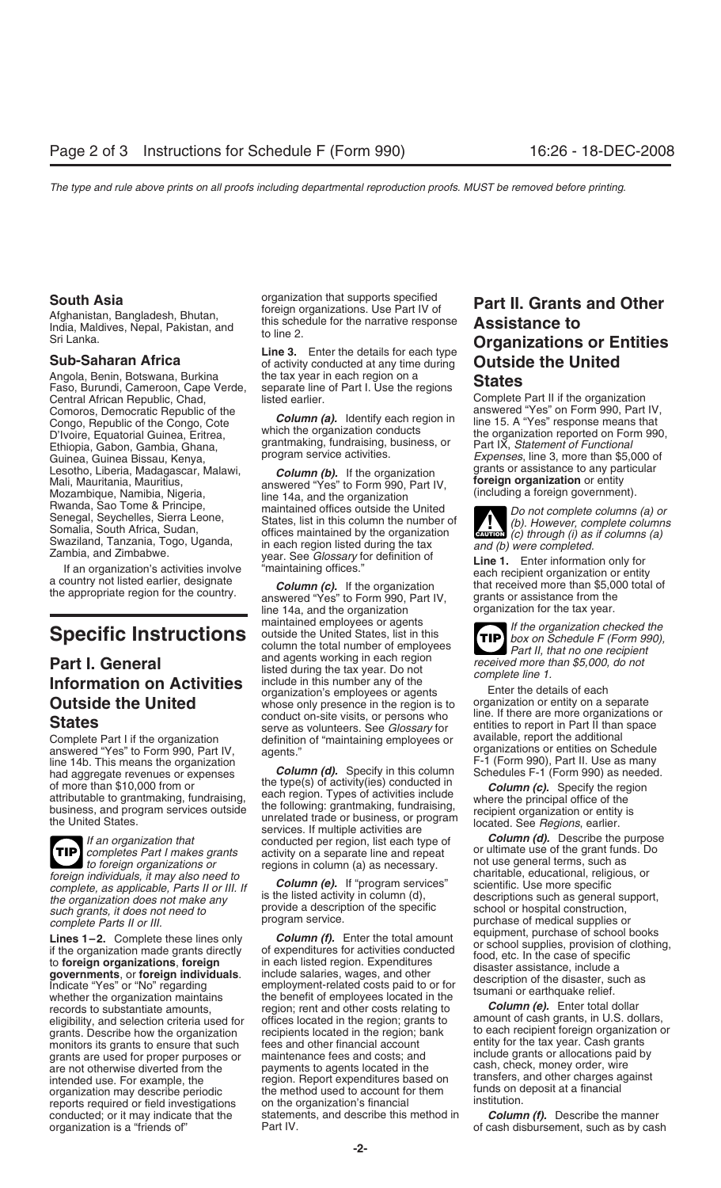### South Asia

Afghanistan, Bangladesh, Bhutan, India, Maldives, Nepal, Pakistan, and Sri Lanka.

### Sub-Saharan Africa

Angola, Benin, Botswana, Burkina Faso, Burundi, Cameroon, Cape Verde, Central African Republic, Chad, Comoros, Democratic Republic of the Congo, Republic of the Congo, Cote D'Ivoire, Equatorial Guinea, Eritrea, Ethiopia, Gabon, Gambia, Ghana, Guinea, Guinea Bissau, Kenya, Lesotho, Liberia, Madagascar, Malawi, Mali, Mauritania, Mauritius, Mozambique, Namibia, Nigeria, Rwanda, Sao Tome & Principe, Senegal, Seychelles, Sierra Leone, Somalia, South Africa, Sudan, Swaziland, Tanzania, Togo, Uganda, Zambia, and Zimbabwe.

If an organization's activities involve a country not listed earlier, designate the appropriate region for the country.

# Specific Instructions

## Part I. General Information on Activities Outside the United States

Complete Part I if the organization answered "Yes" to Form 990, Part IV, line 14b. This means the organization had aggregate revenues or expenses of more than $10,000 from or attributable to grantmaking, fundraising, business, and program services outside the United States.

**TIP** *If an organization that completes Part I makes grants to foreign organizations or foreign individuals, it may also need to complete, as applicable, Part II or III. If the organization does not make any such grants, it does not need to complete Parts II or III.*

**Lines 1–2.** Complete these lines only if the organization made grants directly to **foreign organizations**, **foreign governments**, or **foreign individuals**. Indicate "Yes" or "No" regarding whether the organization maintains records to substantiate amounts, eligibility, and selection criteria used for grants. Describe how the organization monitors its grants to ensure that such grants are used for proper purposes or are not otherwise diverted from the intended use. For example, the organization may describe periodic reports required or field investigations conducted; or it may indicate that the organization is a "friends of" organization that supports specified foreign organizations. Use Part IV of this schedule for the narrative response to line 2.

**Line 3.** Enter the details for each type of activity conducted at any time during the tax year in each region on a separate line of Part I. Use the regions listed earlier.

***Column (a).*** Identify each region in which the organization conducts grantmaking, fundraising, business, or program service activities.

***Column (b).*** If the organization answered "Yes" to Form 990, Part IV, line 14a, and the organization maintained offices outside the United States, list in this column the number of offices maintained by the organization in each region listed during the tax year. See *Glossary* for definition of "maintaining offices."

***Column (c).*** If the organization answered "Yes" to Form 990, Part IV, line 14a, and the organization maintained employees or agents outside the United States, list in this column the total number of employees and agents working in each region listed during the tax year. Do not include in this number any of the organization's employees or agents whose only presence in the region is to conduct on-site visits, or persons who serve as volunteers. See *Glossary* for definition of "maintaining employees or agents."

***Column (d).*** Specify in this column the type(s) of activity(ies) conducted in each region. Types of activities include the following: grantmaking, fundraising, unrelated trade or business, or program services. If multiple activities are conducted per region, list each type of activity on a separate line and repeat regions in column (a) as necessary.

***Column (e).*** If "program services" is the listed activity in column (d), provide a description of the specific program service.

***Column (f).*** Enter the total amount of expenditures for activities conducted in each listed region. Expenditures include salaries, wages, and other employment-related costs paid to or for the benefit of employees located in the region; rent and other costs relating to offices located in the region; grants to recipients located in the region; bank fees and other financial account maintenance fees and costs; and payments to agents located in the region. Report expenditures based on the method used to account for them on the organization's financial statements, and describe this method in Part IV.

## Part II. Grants and Other Assistance to Organizations or Entities Outside the United States

Complete Part II if the organization answered "Yes" on Form 990, Part IV, line 15. A "Yes" response means that the organization reported on Form 990, Part IX, *Statement of Functional Expenses*, line 3, more than $5,000 of grants or assistance to any particular **foreign organization** or entity (including a foreign government).

**CAUTION** *Do not complete columns (a) or (b). However, complete columns (c) through (i) as if columns (a) and (b) were completed.*

**Line 1.** Enter information only for each recipient organization or entity that received more than $5,000 total of grants or assistance from the organization for the tax year.

**TIP** *If the organization checked the box on Schedule F (Form 990), Part II, that no one recipient received more than $5,000, do not complete line 1.*

Enter the details of each organization or entity on a separate line. If there are more organizations or entities to report in Part II than space available, report the additional organizations or entities on Schedule F-1 (Form 990), Part II. Use as many Schedules F-1 (Form 990) as needed.

***Column (c).*** Specify the region where the principal office of the recipient organization or entity is located. See *Regions*, earlier.

***Column (d).*** Describe the purpose or ultimate use of the grant funds. Do not use general terms, such as charitable, educational, religious, or scientific. Use more specific descriptions such as general support, school or hospital construction, purchase of medical supplies or equipment, purchase of school books or school supplies, provision of clothing, food, etc. In the case of specific disaster assistance, include a description of the disaster, such as tsumani or earthquake relief.

***Column (e).*** Enter total dollar amount of cash grants, in U.S. dollars, to each recipient foreign organization or entity for the tax year. Cash grants include grants or allocations paid by cash, check, money order, wire transfers, and other charges against funds on deposit at a financial institution.

***Column (f).*** Describe the manner of cash disbursement, such as by cash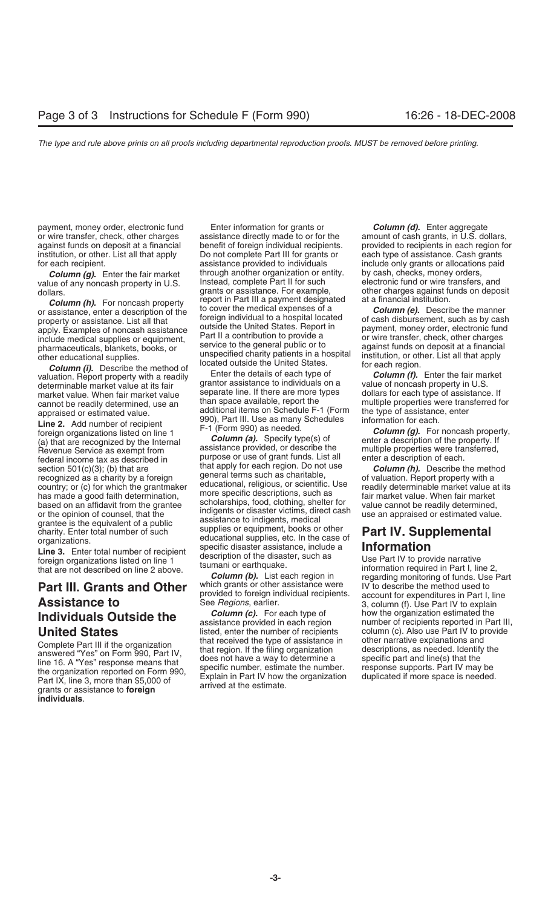payment, money order, electronic fund or wire transfer, check, other charges against funds on deposit at a financial institution, or other. List all that apply for each recipient.

***Column (g).*** Enter the fair market value of any noncash property in U.S. dollars.

***Column (h).*** For noncash property or assistance, enter a description of the property or assistance. List all that apply. Examples of noncash assistance include medical supplies or equipment, pharmaceuticals, blankets, books, or other educational supplies.

***Column (i).*** Describe the method of valuation. Report property with a readily determinable market value at its fair market value. When fair market value cannot be readily determined, use an appraised or estimated value.

**Line 2.** Add number of recipient foreign organizations listed on line 1 (a) that are recognized by the Internal Revenue Service as exempt from federal income tax as described in section 501(c)(3); (b) that are recognized as a charity by a foreign country; or (c) for which the grantmaker has made a good faith determination, based on an affidavit from the grantee or the opinion of counsel, that the grantee is the equivalent of a public charity. Enter total number of such organizations.

**Line 3.** Enter total number of recipient foreign organizations listed on line 1 that are not described on line 2 above.

## Part III. Grants and Other Assistance to Individuals Outside the United States

Complete Part III if the organization answered "Yes" on Form 990, Part IV, line 16. A "Yes" response means that the organization reported on Form 990, Part IX, line 3, more than $5,000 of grants or assistance to **foreign individuals**.

Enter information for grants or assistance directly made to or for the benefit of foreign individual recipients. Do not complete Part III for grants or assistance provided to individuals through another organization or entity. Instead, complete Part II for such grants or assistance. For example, report in Part III a payment designated to cover the medical expenses of a foreign individual to a hospital located outside the United States. Report in Part II a contribution to provide a service to the general public or to unspecified charity patients in a hospital located outside the United States.

Enter the details of each type of grantor assistance to individuals on a separate line. If there are more types than space available, report the additional items on Schedule F-1 (Form 990), Part III. Use as many Schedules F-1 (Form 990) as needed.

***Column (a).*** Specify type(s) of assistance provided, or describe the purpose or use of grant funds. List all that apply for each region. Do not use general terms such as charitable, educational, religious, or scientific. Use more specific descriptions, such as scholarships, food, clothing, shelter for indigents or disaster victims, direct cash assistance to indigents, medical supplies or equipment, books or other educational supplies, etc. In the case of specific disaster assistance, include a description of the disaster, such as tsumani or earthquake.

***Column (b).*** List each region in which grants or other assistance were provided to foreign individual recipients. See *Regions*, earlier.

***Column (c).*** For each type of assistance provided in each region listed, enter the number of recipients that received the type of assistance in that region. If the filing organization does not have a way to determine a specific number, estimate the number. Explain in Part IV how the organization arrived at the estimate.

***Column (d).*** Enter aggregate amount of cash grants, in U.S. dollars, provided to recipients in each region for each type of assistance. Cash grants include only grants or allocations paid by cash, checks, money orders, electronic fund or wire transfers, and other charges against funds on deposit at a financial institution.

***Column (e).*** Describe the manner of cash disbursement, such as by cash payment, money order, electronic fund or wire transfer, check, other charges against funds on deposit at a financial institution, or other. List all that apply for each region.

***Column (f).*** Enter the fair market value of noncash property in U.S. dollars for each type of assistance. If multiple properties were transferred for the type of assistance, enter information for each.

***Column (g).*** For noncash property, enter a description of the property. If multiple properties were transferred, enter a description of each.

***Column (h).*** Describe the method of valuation. Report property with a readily determinable market value at its fair market value. When fair market value cannot be readily determined, use an appraised or estimated value.

## Part IV. Supplemental Information

Use Part IV to provide narrative information required in Part I, line 2, regarding monitoring of funds. Use Part IV to describe the method used to account for expenditures in Part I, line 3, column (f). Use Part IV to explain how the organization estimated the number of recipients reported in Part III, column (c). Also use Part IV to provide other narrative explanations and descriptions, as needed. Identify the specific part and line(s) that the response supports. Part IV may be duplicated if more space is needed.